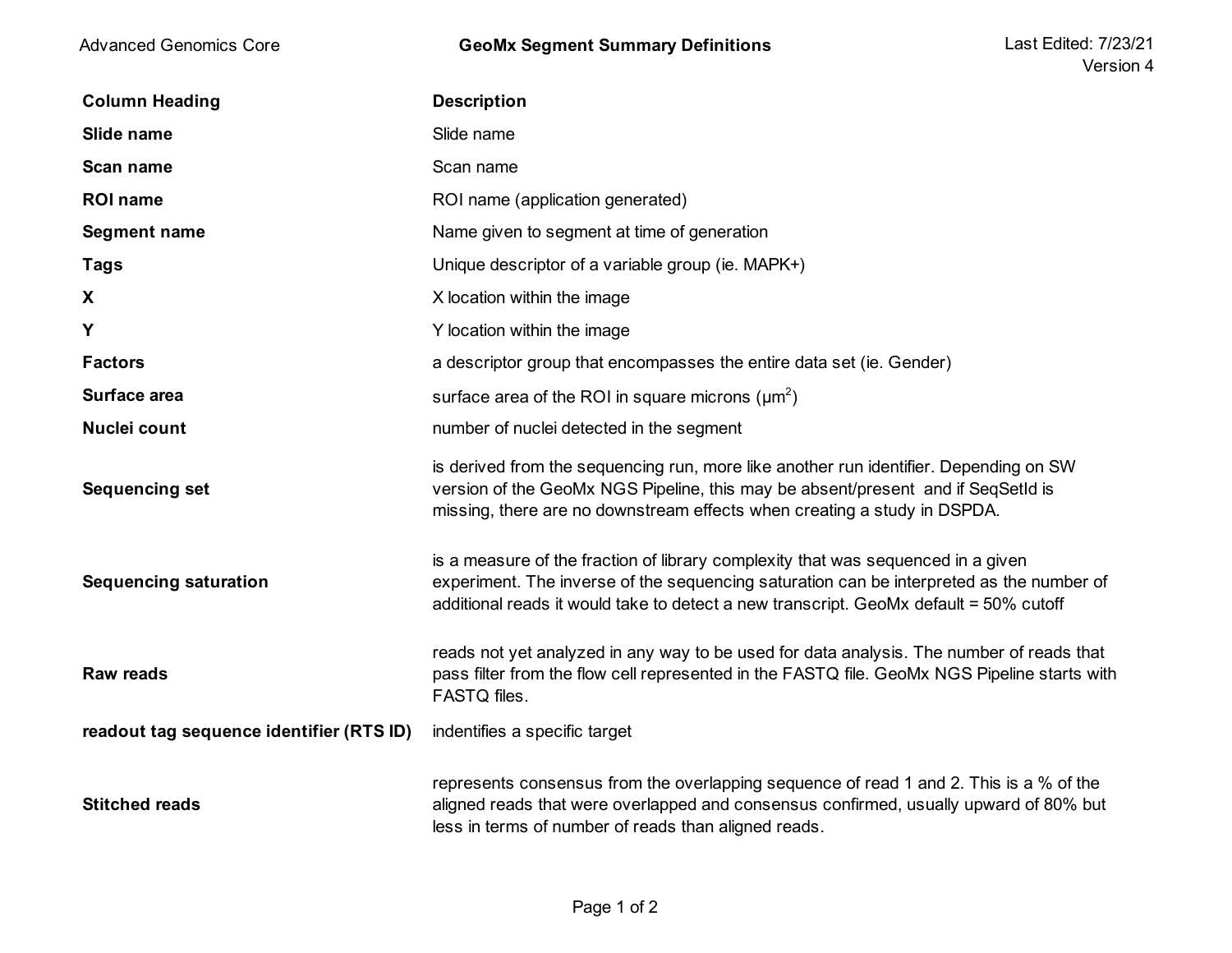# GeoMx Segment Summary Definitions

Advanced Genomics Core

Last Edited: 7/23/21
Version 4

| Column Heading | Description |
| --- | --- |
| **Slide name** | Slide name |
| **Scan name** | Scan name |
| **ROI name** | ROI name (application generated) |
| **Segment name** | Name given to segment at time of generation |
| **Tags** | Unique descriptor of a variable group (ie. MAPK+) |
| **X** | X location within the image |
| **Y** | Y location within the image |
| **Factors** | a descriptor group that encompasses the entire data set (ie. Gender) |
| **Surface area** | surface area of the ROI in square microns ($\mu m^2$) |
| **Nuclei count** | number of nuclei detected in the segment |
| **Sequencing set** | is derived from the sequencing run, more like another run identifier. Depending on SW version of the GeoMx NGS Pipeline, this may be absent/present and if SeqSetId is missing, there are no downstream effects when creating a study in DSPDA. |
| **Sequencing saturation** | is a measure of the fraction of library complexity that was sequenced in a given experiment. The inverse of the sequencing saturation can be interpreted as the number of additional reads it would take to detect a new transcript. GeoMx default = 50% cutoff |
| **Raw reads** | reads not yet analyzed in any way to be used for data analysis. The number of reads that pass filter from the flow cell represented in the FASTQ file. GeoMx NGS Pipeline starts with FASTQ files. |
| **readout tag sequence identifier (RTS ID)** | indentifies a specific target |
| **Stitched reads** | represents consensus from the overlapping sequence of read 1 and 2. This is a % of the aligned reads that were overlapped and consensus confirmed, usually upward of 80% but less in terms of number of reads than aligned reads. |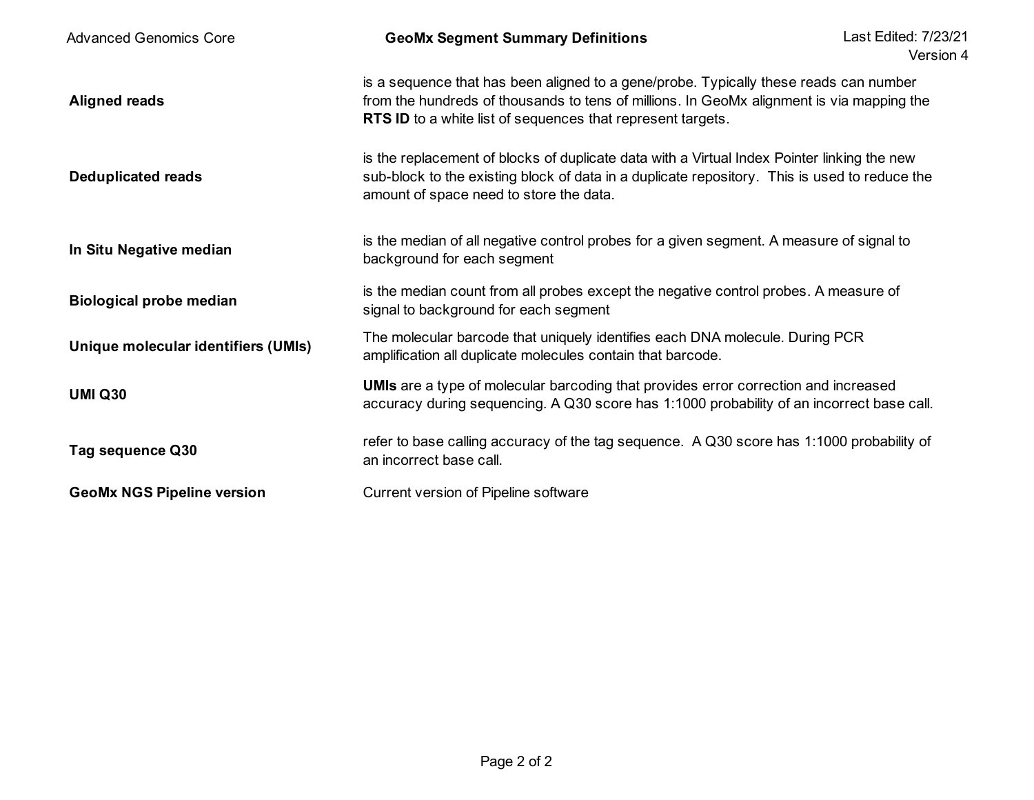| | |
|---|---|
| **Aligned reads** | is a sequence that has been aligned to a gene/probe. Typically these reads can number from the hundreds of thousands to tens of millions. In GeoMx alignment is via mapping the **RTS ID** to a white list of sequences that represent targets. |
| **Deduplicated reads** | is the replacement of blocks of duplicate data with a Virtual Index Pointer linking the new sub-block to the existing block of data in a duplicate repository. This is used to reduce the amount of space need to store the data. |
| **In Situ Negative median** | is the median of all negative control probes for a given segment. A measure of signal to background for each segment |
| **Biological probe median** | is the median count from all probes except the negative control probes. A measure of signal to background for each segment |
| **Unique molecular identifiers (UMIs)** | The molecular barcode that uniquely identifies each DNA molecule. During PCR amplification all duplicate molecules contain that barcode. |
| **UMI Q30** | **UMIs** are a type of molecular barcoding that provides error correction and increased accuracy during sequencing. A Q30 score has 1:1000 probability of an incorrect base call. |
| **Tag sequence Q30** | refer to base calling accuracy of the tag sequence. A Q30 score has 1:1000 probability of an incorrect base call. |
| **GeoMx NGS Pipeline version** | Current version of Pipeline software |